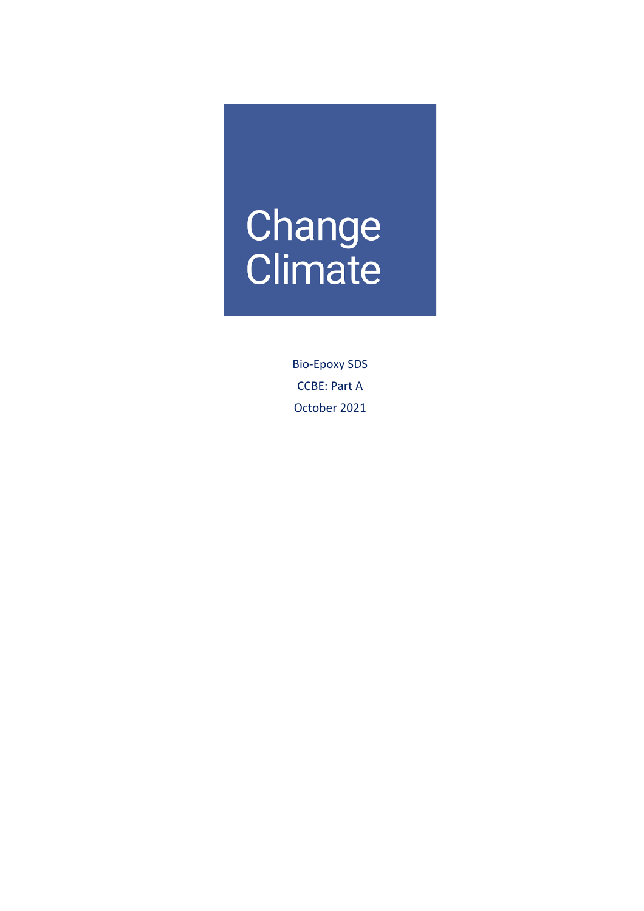# Change Climate

Bio-Epoxy SDS

CCBE: Part A

October 2021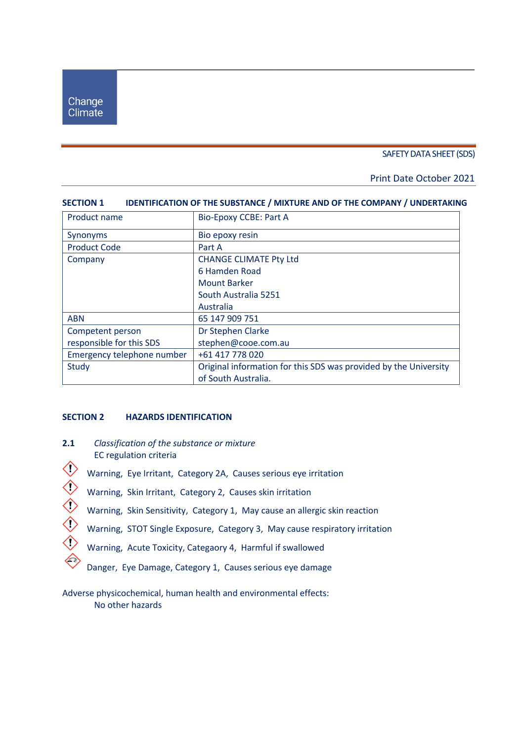Change Climate

SAFETY DATA SHEET (SDS)

Print Date October 2021

## SECTION 1 IDENTIFICATION OF THE SUBSTANCE / MIXTURE AND OF THE COMPANY / UNDERTAKING

| Product name | Bio-Epoxy CCBE: Part A |
|---|---|
| Synonyms | Bio epoxy resin |
| Product Code | Part A |
| Company | CHANGE CLIMATE Pty Ltd<br>6 Hamden Road<br>Mount Barker<br>South Australia 5251<br>Australia |
| ABN | 65 147 909 751 |
| Competent person responsible for this SDS | Dr Stephen Clarke<br>stephen@cooe.com.au |
| Emergency telephone number | +61 417 778 020 |
| Study | Original information for this SDS was provided by the University of South Australia. |

## SECTION 2 HAZARDS IDENTIFICATION

**2.1** *Classification of the substance or mixture*
EC regulation criteria

- Warning, Eye Irritant, Category 2A, Causes serious eye irritation
- Warning, Skin Irritant, Category 2, Causes skin irritation
- Warning, Skin Sensitivity, Category 1, May cause an allergic skin reaction
- Warning, STOT Single Exposure, Category 3, May cause respiratory irritation
- Warning, Acute Toxicity, Categaory 4, Harmful if swallowed
- Danger, Eye Damage, Category 1, Causes serious eye damage

Adverse physicochemical, human health and environmental effects:
No other hazards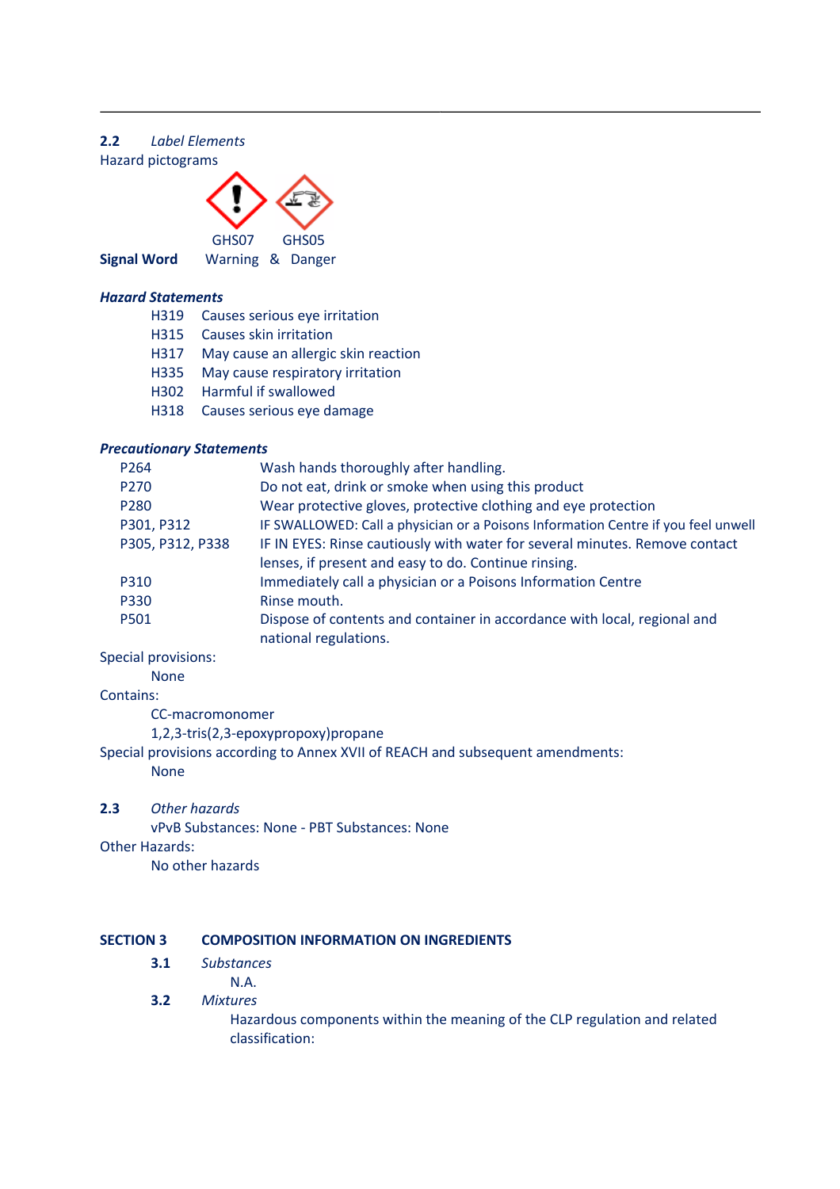## 2.2 *Label Elements*

Hazard pictograms

GHS07 GHS05

**Signal Word** Warning & Danger

***Hazard Statements***

| | |
|---|---|
| H319 | Causes serious eye irritation |
| H315 | Causes skin irritation |
| H317 | May cause an allergic skin reaction |
| H335 | May cause respiratory irritation |
| H302 | Harmful if swallowed |
| H318 | Causes serious eye damage |

***Precautionary Statements***

| | |
|---|---|
| P264 | Wash hands thoroughly after handling. |
| P270 | Do not eat, drink or smoke when using this product |
| P280 | Wear protective gloves, protective clothing and eye protection |
| P301, P312 | IF SWALLOWED: Call a physician or a Poisons Information Centre if you feel unwell |
| P305, P312, P338 | IF IN EYES: Rinse cautiously with water for several minutes. Remove contact lenses, if present and easy to do. Continue rinsing. |
| P310 | Immediately call a physician or a Poisons Information Centre |
| P330 | Rinse mouth. |
| P501 | Dispose of contents and container in accordance with local, regional and national regulations. |

Special provisions:

None

Contains:

CC-macromonomer

1,2,3-tris(2,3-epoxypropoxy)propane

Special provisions according to Annex XVII of REACH and subsequent amendments:

None

## 2.3 *Other hazards*

vPvB Substances: None - PBT Substances: None

Other Hazards:

No other hazards

# SECTION 3 COMPOSITION INFORMATION ON INGREDIENTS

### 3.1 *Substances*

N.A.

### 3.2 *Mixtures*

Hazardous components within the meaning of the CLP regulation and related classification: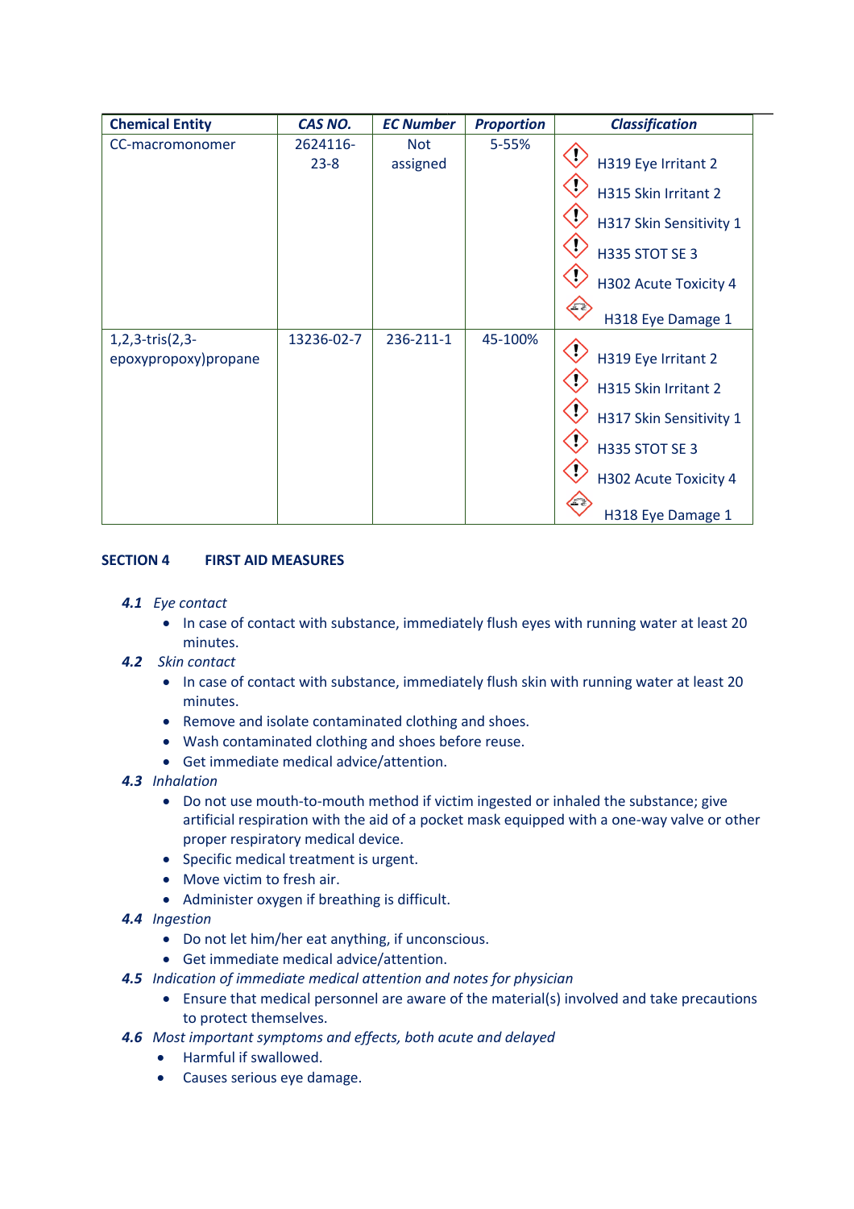| Chemical Entity | CAS NO. | EC Number | Proportion | Classification |
|---|---|---|---|---|
| CC-macromonomer | 2624116-23-8 | Not assigned | 5-55% | H319 Eye Irritant 2<br>H315 Skin Irritant 2<br>H317 Skin Sensitivity 1<br>H335 STOT SE 3<br>H302 Acute Toxicity 4<br>H318 Eye Damage 1 |
| 1,2,3-tris(2,3-epoxypropoxy)propane | 13236-02-7 | 236-211-1 | 45-100% | H319 Eye Irritant 2<br>H315 Skin Irritant 2<br>H317 Skin Sensitivity 1<br>H335 STOT SE 3<br>H302 Acute Toxicity 4<br>H318 Eye Damage 1 |

## SECTION 4 FIRST AID MEASURES

***4.1*** *Eye contact*

- In case of contact with substance, immediately flush eyes with running water at least 20 minutes.

***4.2*** *Skin contact*

- In case of contact with substance, immediately flush skin with running water at least 20 minutes.
- Remove and isolate contaminated clothing and shoes.
- Wash contaminated clothing and shoes before reuse.
- Get immediate medical advice/attention.

***4.3*** *Inhalation*

- Do not use mouth-to-mouth method if victim ingested or inhaled the substance; give artificial respiration with the aid of a pocket mask equipped with a one-way valve or other proper respiratory medical device.
- Specific medical treatment is urgent.
- Move victim to fresh air.
- Administer oxygen if breathing is difficult.

***4.4*** *Ingestion*

- Do not let him/her eat anything, if unconscious.
- Get immediate medical advice/attention.

***4.5*** *Indication of immediate medical attention and notes for physician*

- Ensure that medical personnel are aware of the material(s) involved and take precautions to protect themselves.

***4.6*** *Most important symptoms and effects, both acute and delayed*

- Harmful if swallowed.
- Causes serious eye damage.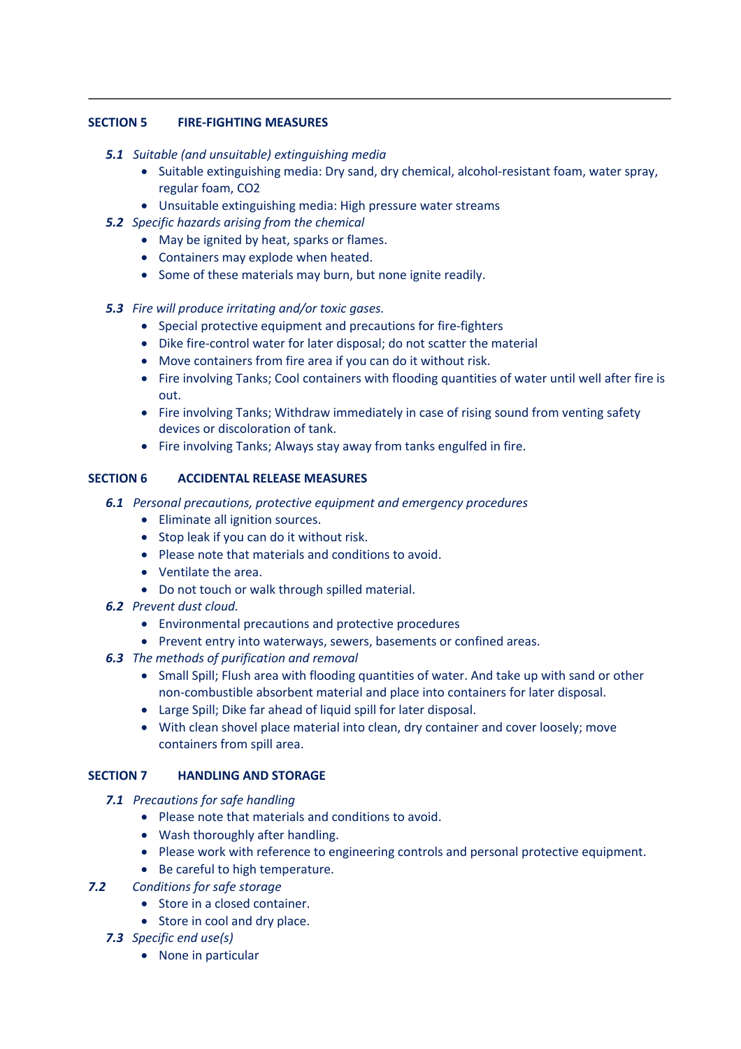## SECTION 5 FIRE-FIGHTING MEASURES

***5.1*** *Suitable (and unsuitable) extinguishing media*

- Suitable extinguishing media: Dry sand, dry chemical, alcohol-resistant foam, water spray, regular foam, CO2
- Unsuitable extinguishing media: High pressure water streams

***5.2*** *Specific hazards arising from the chemical*

- May be ignited by heat, sparks or flames.
- Containers may explode when heated.
- Some of these materials may burn, but none ignite readily.

***5.3*** *Fire will produce irritating and/or toxic gases.*

- Special protective equipment and precautions for fire-fighters
- Dike fire-control water for later disposal; do not scatter the material
- Move containers from fire area if you can do it without risk.
- Fire involving Tanks; Cool containers with flooding quantities of water until well after fire is out.
- Fire involving Tanks; Withdraw immediately in case of rising sound from venting safety devices or discoloration of tank.
- Fire involving Tanks; Always stay away from tanks engulfed in fire.

## SECTION 6 ACCIDENTAL RELEASE MEASURES

***6.1*** *Personal precautions, protective equipment and emergency procedures*

- Eliminate all ignition sources.
- Stop leak if you can do it without risk.
- Please note that materials and conditions to avoid.
- Ventilate the area.
- Do not touch or walk through spilled material.

***6.2*** *Prevent dust cloud.*

- Environmental precautions and protective procedures
- Prevent entry into waterways, sewers, basements or confined areas.

***6.3*** *The methods of purification and removal*

- Small Spill; Flush area with flooding quantities of water. And take up with sand or other non-combustible absorbent material and place into containers for later disposal.
- Large Spill; Dike far ahead of liquid spill for later disposal.
- With clean shovel place material into clean, dry container and cover loosely; move containers from spill area.

## SECTION 7 HANDLING AND STORAGE

***7.1*** *Precautions for safe handling*

- Please note that materials and conditions to avoid.
- Wash thoroughly after handling.
- Please work with reference to engineering controls and personal protective equipment.
- Be careful to high temperature.

***7.2*** *Conditions for safe storage*

- Store in a closed container.
- Store in cool and dry place.

***7.3*** *Specific end use(s)*

- None in particular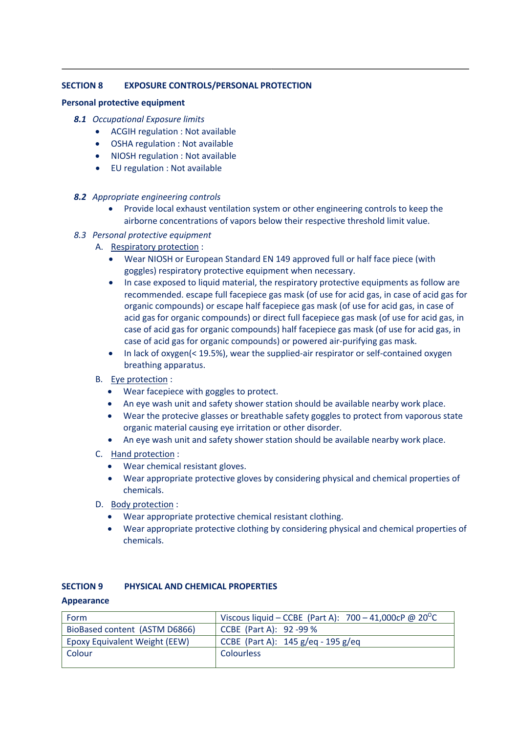## SECTION 8 EXPOSURE CONTROLS/PERSONAL PROTECTION

**Personal protective equipment**

***8.1*** *Occupational Exposure limits*

- ACGIH regulation : Not available
- OSHA regulation : Not available
- NIOSH regulation : Not available
- EU regulation : Not available

***8.2*** *Appropriate engineering controls*

- Provide local exhaust ventilation system or other engineering controls to keep the airborne concentrations of vapors below their respective threshold limit value.

*8.3 Personal protective equipment*

A. Respiratory protection :

- Wear NIOSH or European Standard EN 149 approved full or half face piece (with goggles) respiratory protective equipment when necessary.
- In case exposed to liquid material, the respiratory protective equipments as follow are recommended. escape full facepiece gas mask (of use for acid gas, in case of acid gas for organic compounds) or escape half facepiece gas mask (of use for acid gas, in case of acid gas for organic compounds) or direct full facepiece gas mask (of use for acid gas, in case of acid gas for organic compounds) half facepiece gas mask (of use for acid gas, in case of acid gas for organic compounds) or powered air-purifying gas mask.
- In lack of oxygen(< 19.5%), wear the supplied-air respirator or self-contained oxygen breathing apparatus.

B. Eye protection :

- Wear facepiece with goggles to protect.
- An eye wash unit and safety shower station should be available nearby work place.
- Wear the protecive glasses or breathable safety goggles to protect from vaporous state organic material causing eye irritation or other disorder.
- An eye wash unit and safety shower station should be available nearby work place.

C. Hand protection :

- Wear chemical resistant gloves.
- Wear appropriate protective gloves by considering physical and chemical properties of chemicals.

D. Body protection :

- Wear appropriate protective chemical resistant clothing.
- Wear appropriate protective clothing by considering physical and chemical properties of chemicals.

## SECTION 9 PHYSICAL AND CHEMICAL PROPERTIES

**Appearance**

| Form | Viscous liquid – CCBE (Part A): 700 – 41,000cP @ 20$^{O}$C |
|---|---|
| BioBased content (ASTM D6866) | CCBE (Part A): 92 -99 % |
| Epoxy Equivalent Weight (EEW) | CCBE (Part A): 145 g/eq - 195 g/eq |
| Colour | Colourless |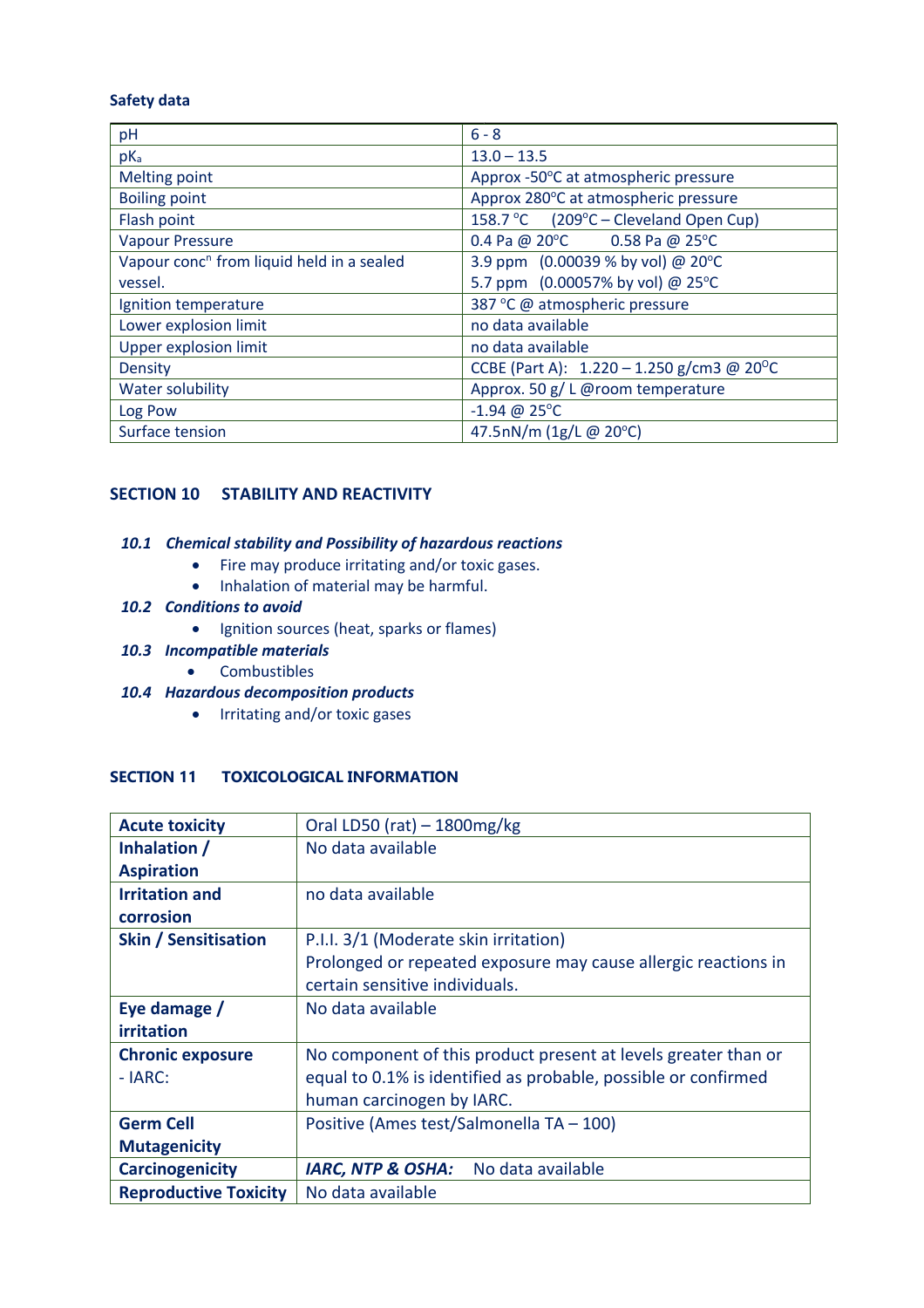**Safety data**

| pH | 6 - 8 |
|---|---|
| $pK_a$ | 13.0 – 13.5 |
| Melting point | Approx -50°C at atmospheric pressure |
| Boiling point | Approx 280°C at atmospheric pressure |
| Flash point | 158.7 °C (209°C – Cleveland Open Cup) |
| Vapour Pressure | 0.4 Pa @ 20°C 0.58 Pa @ 25°C |
| Vapour conc$^n$ from liquid held in a sealed vessel. | 3.9 ppm (0.00039 % by vol) @ 20°C<br>5.7 ppm (0.00057% by vol) @ 25°C |
| Ignition temperature | 387 °C @ atmospheric pressure |
| Lower explosion limit | no data available |
| Upper explosion limit | no data available |
| Density | CCBE (Part A): 1.220 – 1.250 g/cm3 @ 20°C |
| Water solubility | Approx. 50 g/ L @room temperature |
| Log Pow | -1.94 @ 25°C |
| Surface tension | 47.5nN/m (1g/L @ 20°C) |

## SECTION 10 STABILITY AND REACTIVITY

***10.1 Chemical stability and Possibility of hazardous reactions***

- Fire may produce irritating and/or toxic gases.
- Inhalation of material may be harmful.

***10.2 Conditions to avoid***

- Ignition sources (heat, sparks or flames)

***10.3 Incompatible materials***

- Combustibles

***10.4 Hazardous decomposition products***

- Irritating and/or toxic gases

## SECTION 11 TOXICOLOGICAL INFORMATION

| **Acute toxicity** | Oral LD50 (rat) – 1800mg/kg |
|---|---|
| **Inhalation / Aspiration** | No data available |
| **Irritation and corrosion** | no data available |
| **Skin / Sensitisation** | P.I.I. 3/1 (Moderate skin irritation)<br>Prolonged or repeated exposure may cause allergic reactions in certain sensitive individuals. |
| **Eye damage / irritation** | No data available |
| **Chronic exposure** - IARC: | No component of this product present at levels greater than or equal to 0.1% is identified as probable, possible or confirmed human carcinogen by IARC. |
| **Germ Cell Mutagenicity** | Positive (Ames test/Salmonella TA – 100) |
| **Carcinogenicity** | ***IARC, NTP & OSHA:*** No data available |
| **Reproductive Toxicity** | No data available |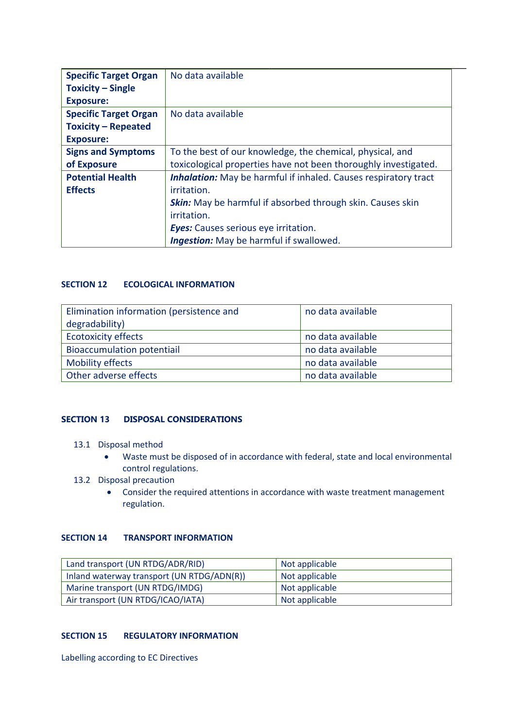| **Specific Target Organ Toxicity – Single Exposure:** | No data available |
|---|---|
| **Specific Target Organ Toxicity – Repeated Exposure:** | No data available |
| **Signs and Symptoms of Exposure** | To the best of our knowledge, the chemical, physical, and toxicological properties have not been thoroughly investigated. |
| **Potential Health Effects** | ***Inhalation:*** May be harmful if inhaled. Causes respiratory tract irritation.<br>***Skin:*** May be harmful if absorbed through skin. Causes skin irritation.<br>***Eyes:*** Causes serious eye irritation.<br>***Ingestion:*** May be harmful if swallowed. |

## SECTION 12 ECOLOGICAL INFORMATION

| Elimination information (persistence and degradability) | no data available |
|---|---|
| Ecotoxicity effects | no data available |
| Bioaccumulation potentiail | no data available |
| Mobility effects | no data available |
| Other adverse effects | no data available |

## SECTION 13 DISPOSAL CONSIDERATIONS

13.1 Disposal method

- Waste must be disposed of in accordance with federal, state and local environmental control regulations.

13.2 Disposal precaution

- Consider the required attentions in accordance with waste treatment management regulation.

## SECTION 14 TRANSPORT INFORMATION

| Land transport (UN RTDG/ADR/RID) | Not applicable |
|---|---|
| Inland waterway transport (UN RTDG/ADN(R)) | Not applicable |
| Marine transport (UN RTDG/IMDG) | Not applicable |
| Air transport (UN RTDG/ICAO/IATA) | Not applicable |

## SECTION 15 REGULATORY INFORMATION

Labelling according to EC Directives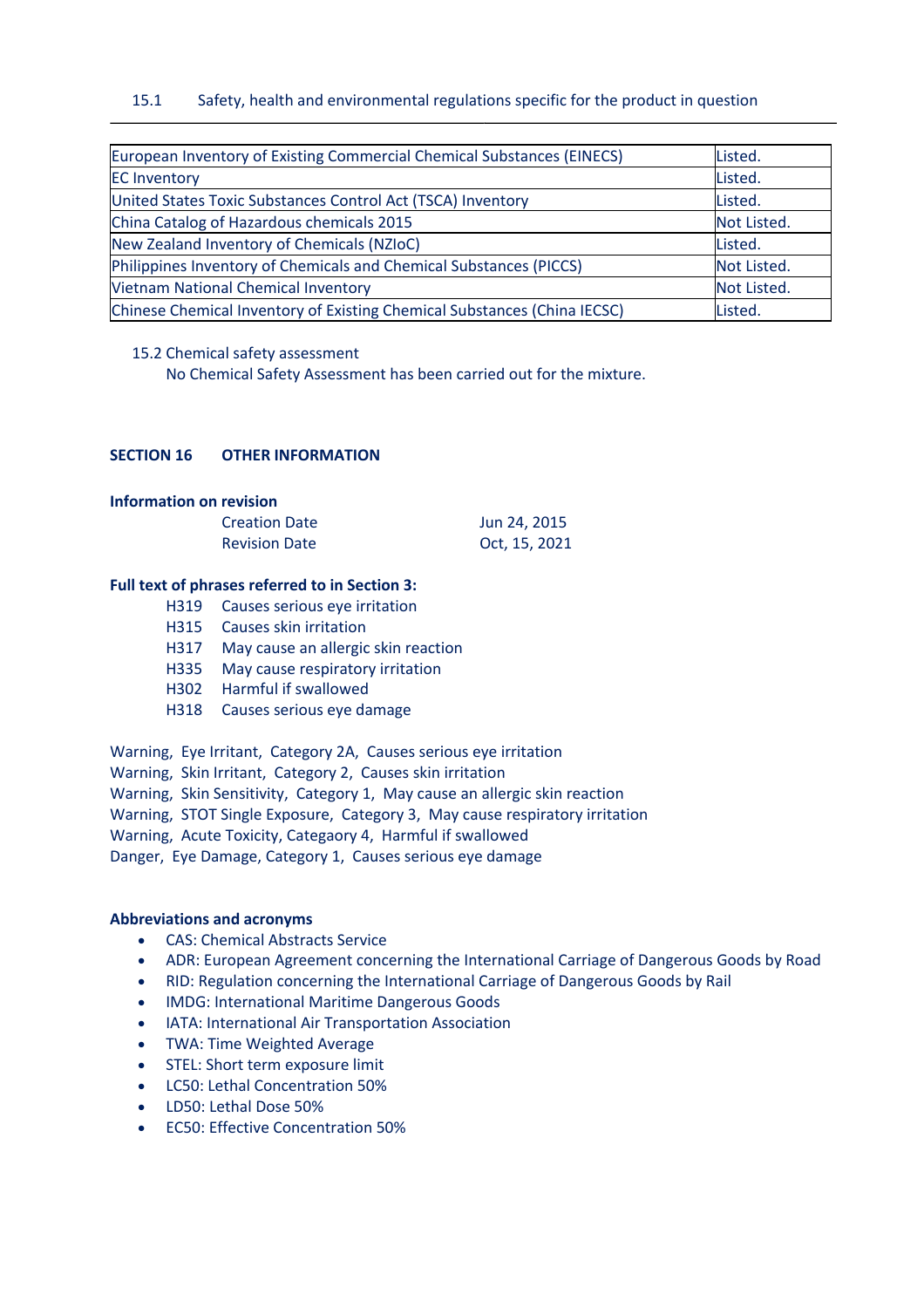### 15.1 Safety, health and environmental regulations specific for the product in question

| | |
|---|---|
| European Inventory of Existing Commercial Chemical Substances (EINECS) | Listed. |
| EC Inventory | Listed. |
| United States Toxic Substances Control Act (TSCA) Inventory | Listed. |
| China Catalog of Hazardous chemicals 2015 | Not Listed. |
| New Zealand Inventory of Chemicals (NZIoC) | Listed. |
| Philippines Inventory of Chemicals and Chemical Substances (PICCS) | Not Listed. |
| Vietnam National Chemical Inventory | Not Listed. |
| Chinese Chemical Inventory of Existing Chemical Substances (China IECSC) | Listed. |

### 15.2 Chemical safety assessment

No Chemical Safety Assessment has been carried out for the mixture.

## SECTION 16 OTHER INFORMATION

**Information on revision**

| | |
|---|---|
| Creation Date | Jun 24, 2015 |
| Revision Date | Oct, 15, 2021 |

**Full text of phrases referred to in Section 3:**

- H319 Causes serious eye irritation
- H315 Causes skin irritation
- H317 May cause an allergic skin reaction
- H335 May cause respiratory irritation
- H302 Harmful if swallowed
- H318 Causes serious eye damage

Warning, Eye Irritant, Category 2A, Causes serious eye irritation
Warning, Skin Irritant, Category 2, Causes skin irritation
Warning, Skin Sensitivity, Category 1, May cause an allergic skin reaction
Warning, STOT Single Exposure, Category 3, May cause respiratory irritation
Warning, Acute Toxicity, Categaory 4, Harmful if swallowed
Danger, Eye Damage, Category 1, Causes serious eye damage

**Abbreviations and acronyms**

- CAS: Chemical Abstracts Service
- ADR: European Agreement concerning the International Carriage of Dangerous Goods by Road
- RID: Regulation concerning the International Carriage of Dangerous Goods by Rail
- IMDG: International Maritime Dangerous Goods
- IATA: International Air Transportation Association
- TWA: Time Weighted Average
- STEL: Short term exposure limit
- LC50: Lethal Concentration 50%
- LD50: Lethal Dose 50%
- EC50: Effective Concentration 50%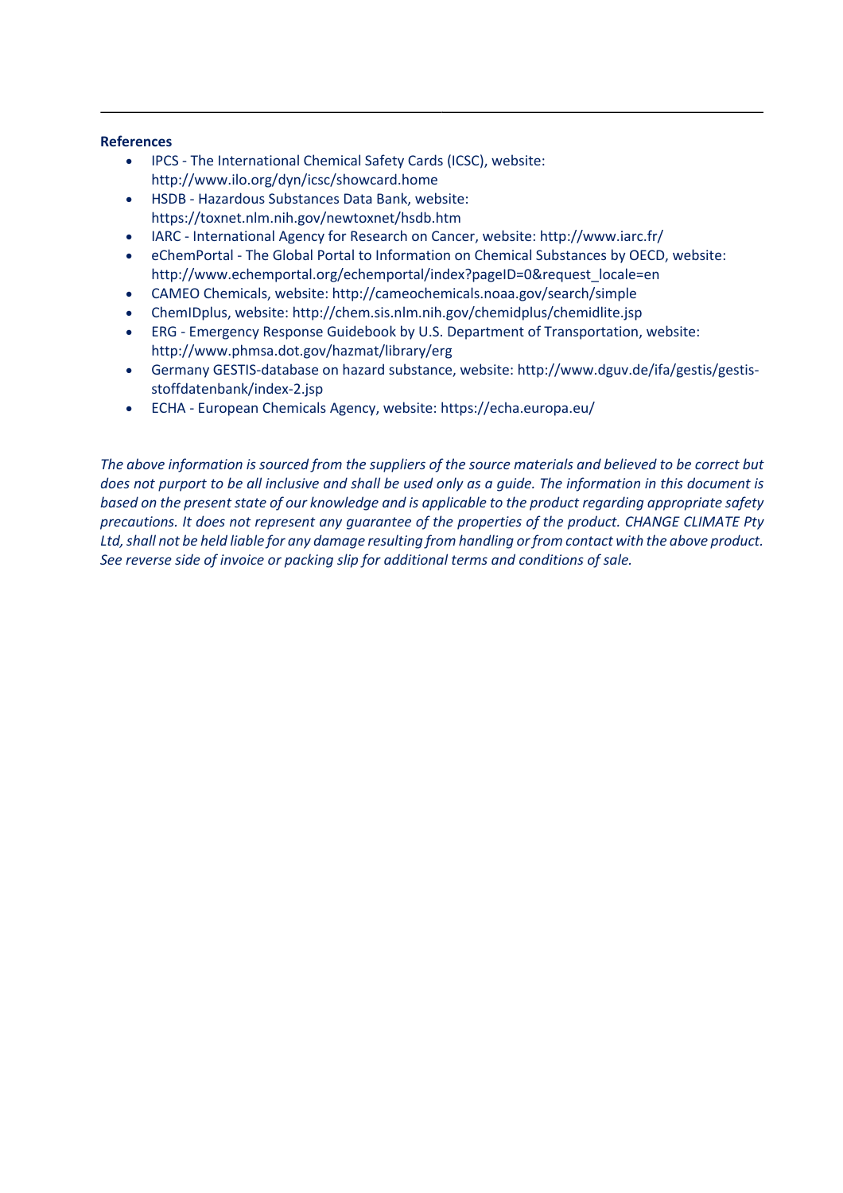**References**

- IPCS - The International Chemical Safety Cards (ICSC), website: http://www.ilo.org/dyn/icsc/showcard.home
- HSDB - Hazardous Substances Data Bank, website: https://toxnet.nlm.nih.gov/newtoxnet/hsdb.htm
- IARC - International Agency for Research on Cancer, website: http://www.iarc.fr/
- eChemPortal - The Global Portal to Information on Chemical Substances by OECD, website: http://www.echemportal.org/echemportal/index?pageID=0&request_locale=en
- CAMEO Chemicals, website: http://cameochemicals.noaa.gov/search/simple
- ChemIDplus, website: http://chem.sis.nlm.nih.gov/chemidplus/chemidlite.jsp
- ERG - Emergency Response Guidebook by U.S. Department of Transportation, website: http://www.phmsa.dot.gov/hazmat/library/erg
- Germany GESTIS-database on hazard substance, website: http://www.dguv.de/ifa/gestis/gestis-stoffdatenbank/index-2.jsp
- ECHA - European Chemicals Agency, website: https://echa.europa.eu/

*The above information is sourced from the suppliers of the source materials and believed to be correct but does not purport to be all inclusive and shall be used only as a guide. The information in this document is based on the present state of our knowledge and is applicable to the product regarding appropriate safety precautions. It does not represent any guarantee of the properties of the product. CHANGE CLIMATE Pty Ltd, shall not be held liable for any damage resulting from handling or from contact with the above product. See reverse side of invoice or packing slip for additional terms and conditions of sale.*